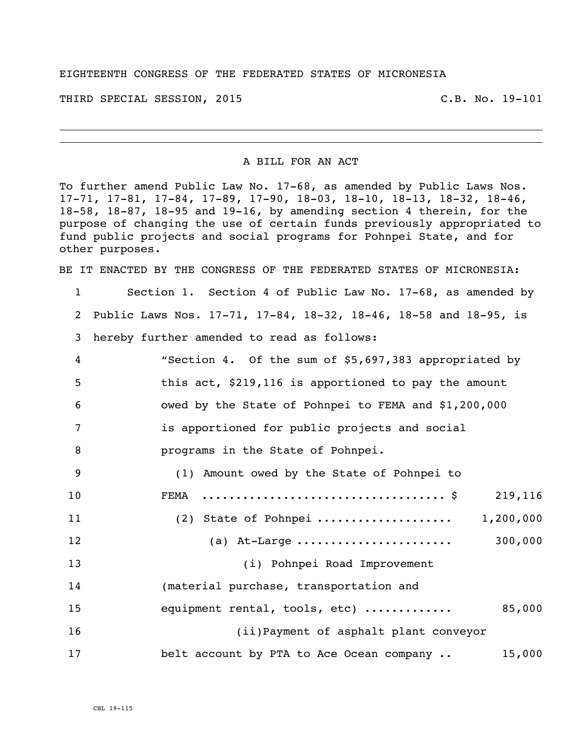EIGHTEENTH CONGRESS OF THE FEDERATED STATES OF MICRONESIA

THIRD SPECIAL SESSION, 2015 C.B. No. 19-101

---

A BILL FOR AN ACT

To further amend Public Law No. 17-68, as amended by Public Laws Nos. 17-71, 17-81, 17-84, 17-89, 17-90, 18-03, 18-10, 18-13, 18-32, 18-46, 18-58, 18-87, 18-95 and 19-16, by amending section 4 therein, for the purpose of changing the use of certain funds previously appropriated to fund public projects and social programs for Pohnpei State, and for other purposes.

BE IT ENACTED BY THE CONGRESS OF THE FEDERATED STATES OF MICRONESIA:

1 Section 1. Section 4 of Public Law No. 17-68, as amended by
2 Public Laws Nos. 17-71, 17-84, 18-32, 18-46, 18-58 and 18-95, is
3 hereby further amended to read as follows:
4 "Section 4. Of the sum of $5,697,383 appropriated by
5 this act, $219,116 is apportioned to pay the amount
6 owed by the State of Pohnpei to FEMA and $1,200,000
7 is apportioned for public projects and social
8 programs in the State of Pohnpei.
9 (1) Amount owed by the State of Pohnpei to
10 FEMA .................................. $ 219,116
11 (2) State of Pohnpei ................... 1,200,000
12 (a) At-Large ...................... 300,000
13 (i) Pohnpei Road Improvement
14 (material purchase, transportation and
15 equipment rental, tools, etc) ............ 85,000
16 (ii)Payment of asphalt plant conveyor
17 belt account by PTA to Ace Ocean company .. 15,000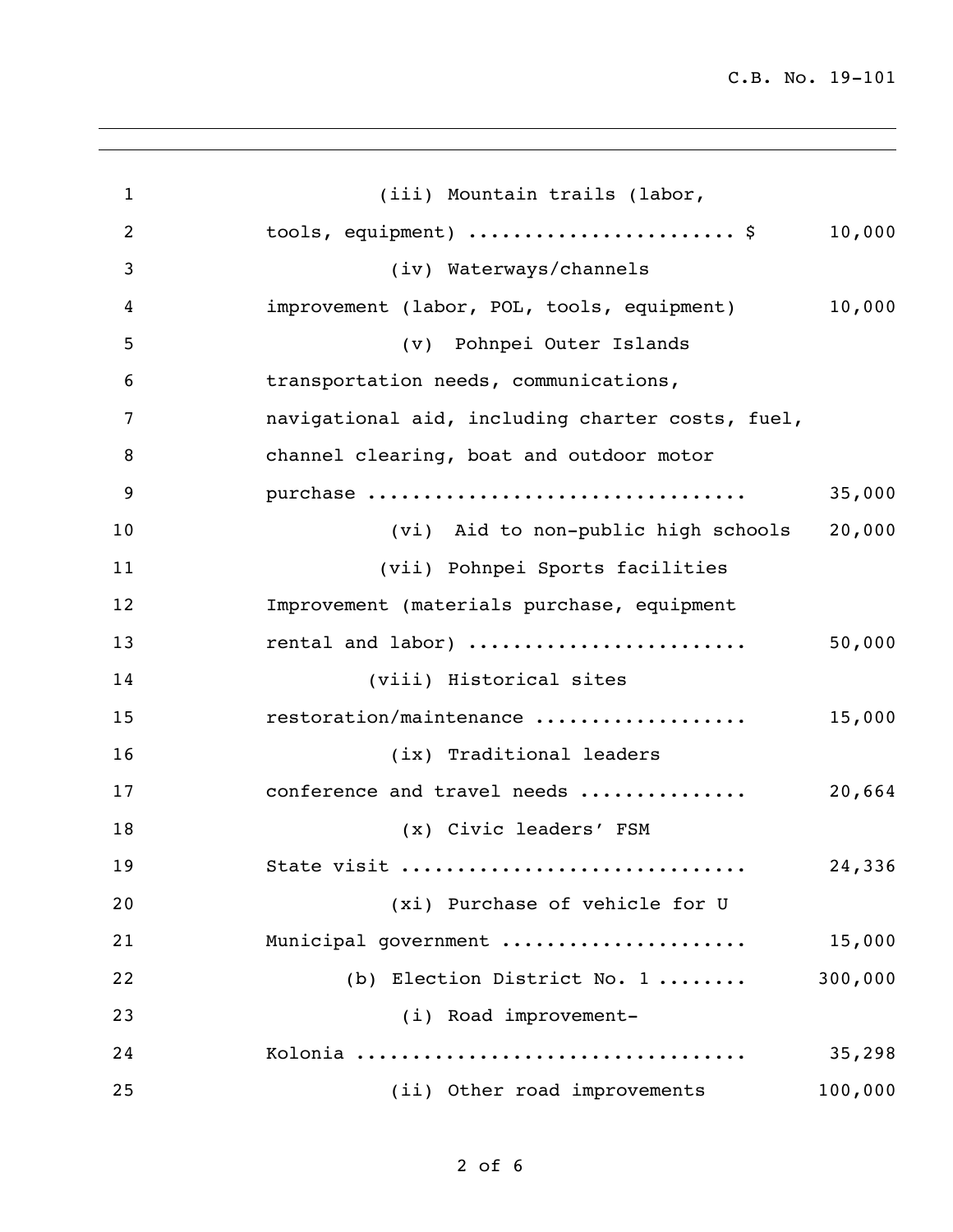(iii) Mountain trails (labor, tools, equipment) ....................... $ 10,000

(iv) Waterways/channels improvement (labor, POL, tools, equipment) 10,000

(v) Pohnpei Outer Islands transportation needs, communications, navigational aid, including charter costs, fuel, channel clearing, boat and outdoor motor purchase ................................. 35,000

(vi) Aid to non-public high schools 20,000

(vii) Pohnpei Sports facilities Improvement (materials purchase, equipment rental and labor) ........................ 50,000

(viii) Historical sites restoration/maintenance .................. 15,000

(ix) Traditional leaders conference and travel needs .............. 20,664

(x) Civic leaders' FSM State visit .............................. 24,336

(xi) Purchase of vehicle for U Municipal government ..................... 15,000

(b) Election District No. 1 ........ 300,000

(i) Road improvement-Kolonia ................................. 35,298

(ii) Other road improvements 100,000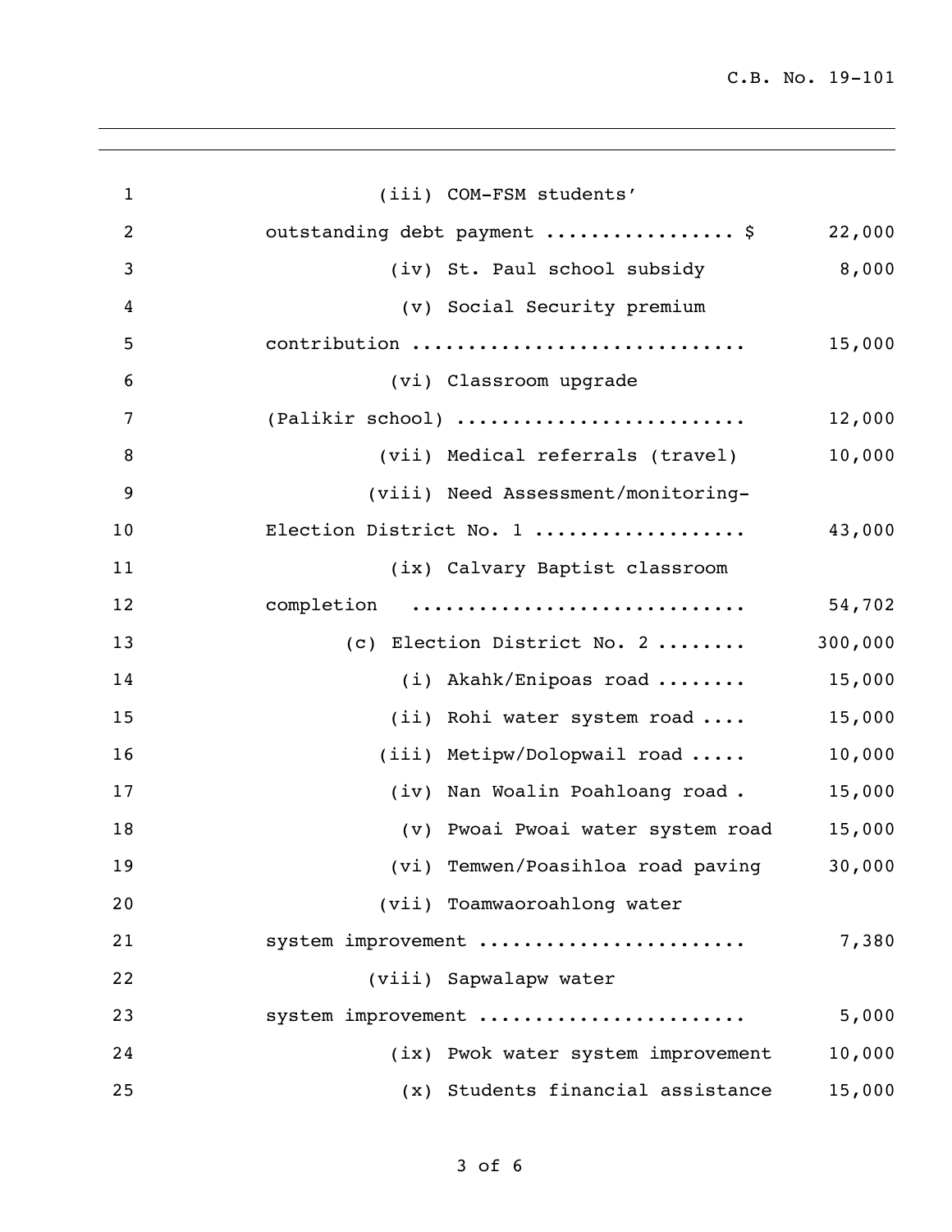(iii) COM-FSM students' outstanding debt payment ................ $ 22,000

(iv) St. Paul school subsidy 8,000

(v) Social Security premium contribution ............................ 15,000

(vi) Classroom upgrade (Palikir school) ......................... 12,000

(vii) Medical referrals (travel) 10,000

(viii) Need Assessment/monitoring-Election District No. 1 .................. 43,000

(ix) Calvary Baptist classroom completion ............................ 54,702

(c) Election District No. 2 ........ 300,000

(i) Akahk/Enipoas road ........ 15,000

(ii) Rohi water system road .... 15,000

(iii) Metipw/Dolopwail road ..... 10,000

(iv) Nan Woalin Poahloang road . 15,000

(v) Pwoai Pwoai water system road 15,000

(vi) Temwen/Poasihloa road paving 30,000

(vii) Toamwaoroahlong water system improvement ...................... 7,380

(viii) Sapwalapw water system improvement ...................... 5,000

(ix) Pwok water system improvement 10,000

(x) Students financial assistance 15,000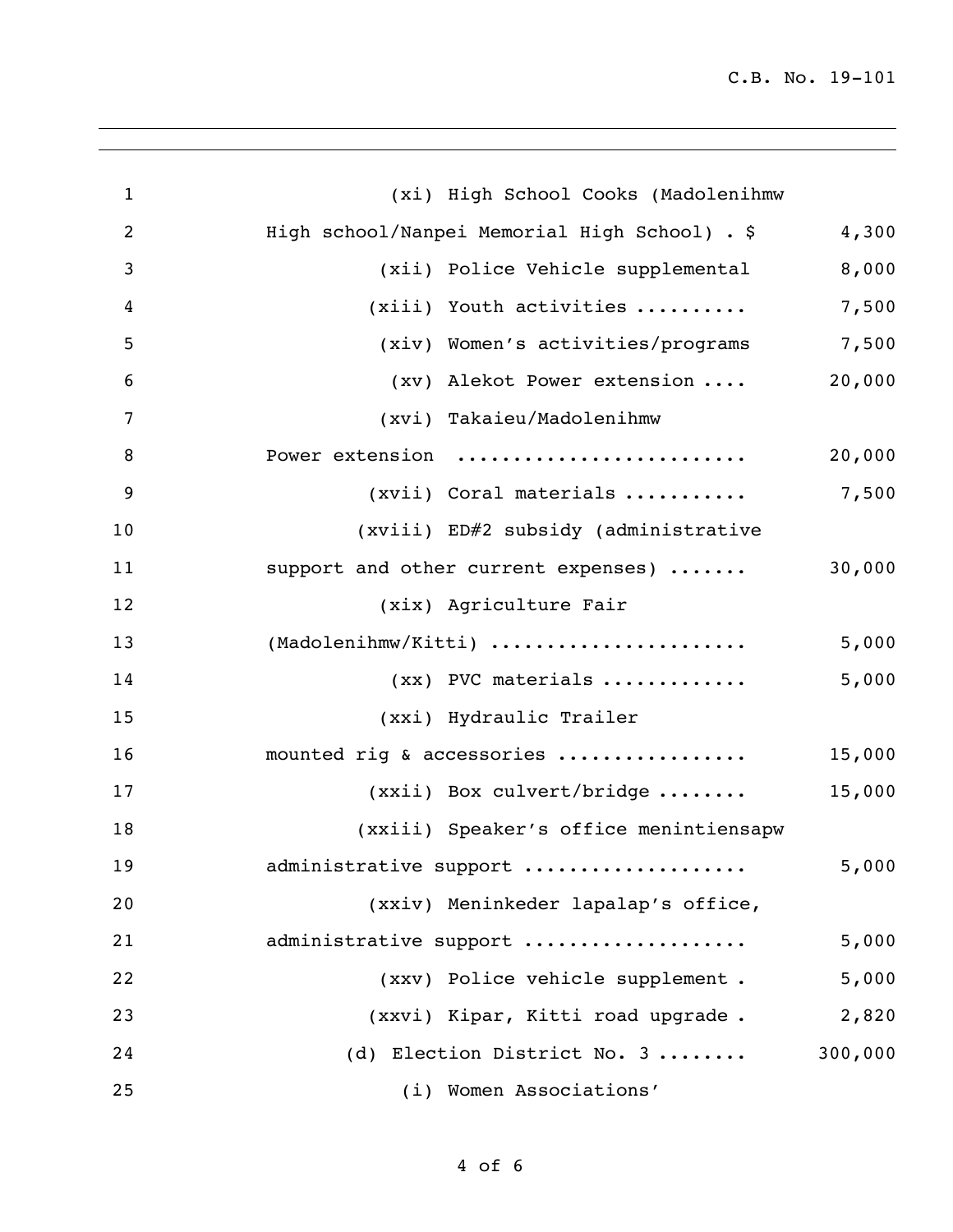(xi) High School Cooks (Madolenihmw High school/Nanpei Memorial High School) . $ 4,300

(xii) Police Vehicle supplemental 8,000

(xiii) Youth activities .......... 7,500

(xiv) Women's activities/programs 7,500

(xv) Alekot Power extension .... 20,000

(xvi) Takaieu/Madolenihmw Power extension ......................... 20,000

(xvii) Coral materials ........... 7,500

(xviii) ED#2 subsidy (administrative support and other current expenses) ....... 30,000

(xix) Agriculture Fair (Madolenihmw/Kitti) ...................... 5,000

(xx) PVC materials ............. 5,000

(xxi) Hydraulic Trailer mounted rig & accessories ................ 15,000

(xxii) Box culvert/bridge ........ 15,000

(xxiii) Speaker's office menintiensapw administrative support ................... 5,000

(xxiv) Meninkeder lapalap's office, administrative support ................... 5,000

(xxv) Police vehicle supplement . 5,000

(xxvi) Kipar, Kitti road upgrade . 2,820

(d) Election District No. 3 ........ 300,000

(i) Women Associations'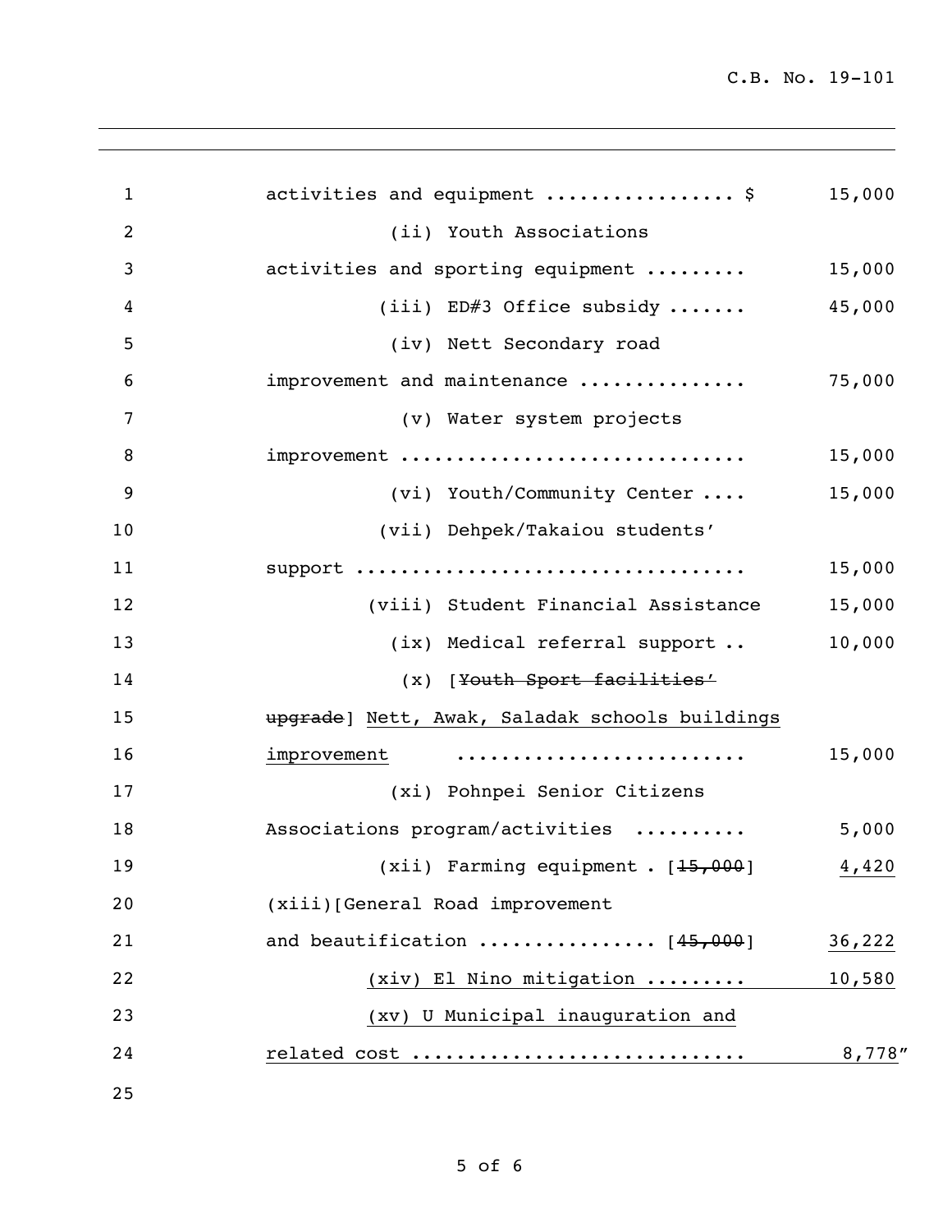activities and equipment ................ $ 15,000

(ii) Youth Associations activities and sporting equipment ......... 15,000

(iii) ED#3 Office subsidy ....... 45,000

(iv) Nett Secondary road improvement and maintenance .............. 75,000

(v) Water system projects improvement .............................. 15,000

(vi) Youth/Community Center .... 15,000

(vii) Dehpek/Takaiou students' support .................................. 15,000

(viii) Student Financial Assistance 15,000

(ix) Medical referral support .. 10,000

(x) [~~Youth Sport facilities' upgrade~~] Nett, Awak, Saladak schools buildings improvement ......................... 15,000

(xi) Pohnpei Senior Citizens Associations program/activities .......... 5,000

(xii) Farming equipment . [~~15,000~~] 4,420

(xiii)[General Road improvement and beautification ................ [~~45,000~~] 36,222

(xiv) El Nino mitigation ......... 10,580

(xv) U Municipal inauguration and related cost ............................ 8,778"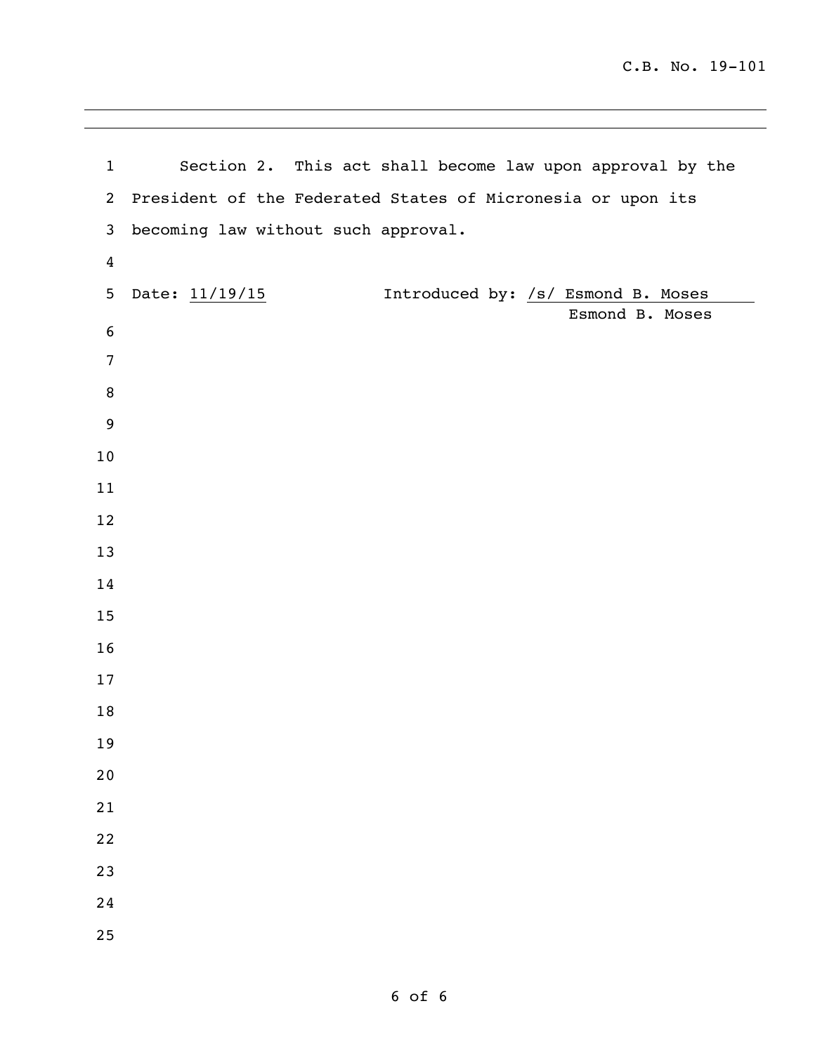Section 2. This act shall become law upon approval by the President of the Federated States of Micronesia or upon its becoming law without such approval.

Date: 11/19/15

Introduced by: /s/ Esmond B. Moses
Esmond B. Moses